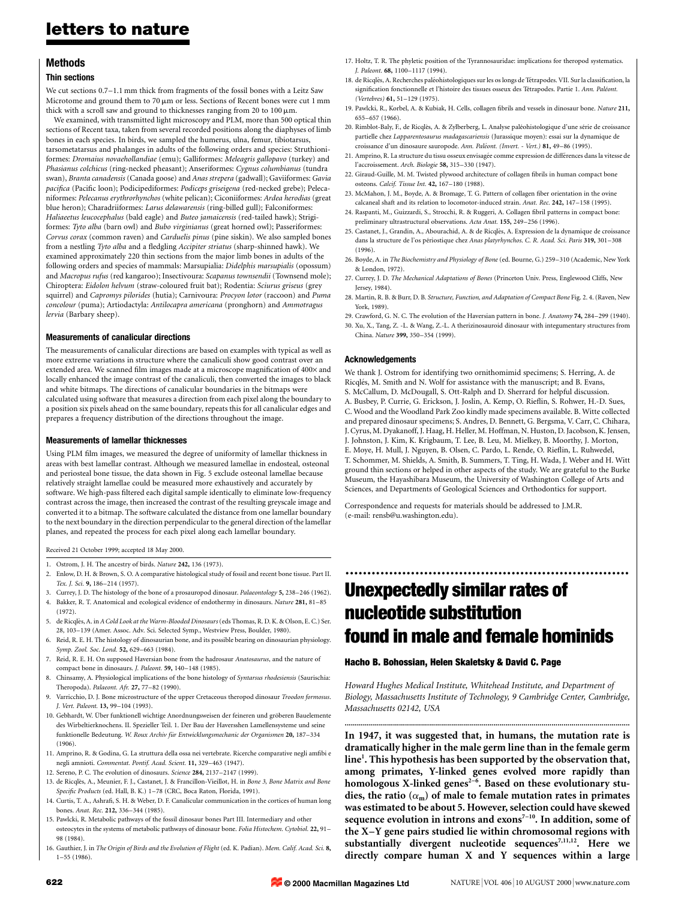## Methods

### Thin sections

We cut sections 0.7–1.1 mm thick from fragments of the fossil bones with a Leitz Saw Microtome and ground them to 70 μm or less. Sections of Recent bones were cut 1 mm thick with a scroll saw and ground to thicknesses ranging from 20 to 100 μm.

We examined, with transmitted light microscopy and PLM, more than 500 optical thin sections of Recent taxa, taken from several recorded positions along the diaphyses of limb bones in each species. In birds, we sampled the humerus, ulna, femur, tibiotarsus, tarsometatarsus and phalanges in adults of the following orders and species: Struthioniformes: *Dromaius novaehollandiae* (emu); Galliformes: *Meleagris gallopavo* (turkey) and *Phasianus colchicus* (ring-necked pheasant); Anseriformes: *Cygnus columbianus* (tundra swan), *Branta canadensis* (Canada goose) and *Anas strepera* (gadwall); Gaviiformes: *Gavia pacifica* (Pacific loon); Podicipediformes: *Podiceps griseigena* (red-necked grebe); Pelecaniformes: *Pelecanus erythrorhynchos* (white pelican); Ciconiiformes: *Ardea herodias* (great blue heron); Charadriiformes: *Larus delawarensis* (ring-billed gull); Falconiformes: *Haliaeetus leucocephalus* (bald eagle) and *Buteo jamaicensis* (red-tailed hawk); Strigiformes: *Tyto alba* (barn owl) and *Bubo virginianus* (great horned owl); Passeriformes: *Corvus corax* (common raven) and *Carduelis pinus* (pine siskin). We also sampled bones from a nestling *Tyto alba* and a fledgling *Accipiter striatus* (sharp-shinned hawk). We examined approximately 220 thin sections from the major limb bones in adults of the following orders and species of mammals: Marsupialia: *Didelphis marsupialis* (opossum) and *Macropus rufus* (red kangaroo); Insectivoura: *Scapanus townsendii* (Townsend mole); Chiroptera: *Eidolon helvum* (straw-coloured fruit bat); Rodentia: *Sciurus griseus* (grey squirrel) and *Capromys pilorides* (hutia); Carnivoura: *Procyon lotor* (raccoon) and *Puma concolour* (puma); Artiodactyla: *Antilocapra americana* (pronghorn) and *Ammotragus lervia* (Barbary sheep).

### Measurements of canalicular directions

The measurements of canalicular directions are based on examples with typical as well as more extreme variations in structure where the canaliculi show good contrast over an extended area. We scanned film images made at a microscope magnification of 400× and locally enhanced the image contrast of the canaliculi, then converted the images to black and white bitmaps. The directions of canalicular boundaries in the bitmaps were calculated using software that measures a direction from each pixel along the boundary to a position six pixels ahead on the same boundary, repeats this for all canalicular edges and prepares a frequency distribution of the directions throughout the image.

### Measurements of lamellar thicknesses

Using PLM film images, we measured the degree of uniformity of lamellar thickness in areas with best lamellar contrast. Although we measured lamellae in endosteal, osteonal and periosteal bone tissue, the data shown in Fig. 5 exclude osteonal lamellae because relatively straight lamellae could be measured more exhaustively and accurately by software. We high-pass filtered each digital sample identically to eliminate low-frequency contrast across the image, then increased the contrast of the resulting greyscale image and converted it to a bitmap. The software calculated the distance from one lamellar boundary to the next boundary in the direction perpendicular to the general direction of the lamellar planes, and repeated the process for each pixel along each lamellar boundary.

Received 21 October 1999; accepted 18 May 2000.

1. Ostrom, J. H. The ancestry of birds. *Nature* **242,** 136 (1973).
2. Enlow, D. H. & Brown, S. O. A comparative histological study of fossil and recent bone tissue. Part II. *Tex. J. Sci.* **9,** 186–214 (1957).
3. Currey, J. D. The histology of the bone of a prosauropod dinosaur. *Palaeontology* **5,** 238–246 (1962).
4. Bakker, R. T. Anatomical and ecological evidence of endothermy in dinosaurs. *Nature* **281,** 81–85 (1972).
5. de Ricqlès, A. in *A Cold Look at the Warm-Blooded Dinosaurs* (eds Thomas, R. D. K. & Olson, E. C.) Ser. 28, 103–139 (Amer. Assoc. Adv. Sci. Selected Symp., Westview Press, Boulder, 1980).
6. Reid, R. E. H. The histology of dinosaurian bone, and its possible bearing on dinosaurian physiology. *Symp. Zool. Soc. Lond.* **52,** 629–663 (1984).
7. Reid, R. E. H. On supposed Haversian bone from the hadrosaur *Anatosaurus*, and the nature of compact bone in dinosaurs. *J. Paleont.* **59,** 140–148 (1985).
8. Chinsamy, A. Physiological implications of the bone histology of *Syntarsus rhodesiensis* (Saurischia: Theropoda). *Palaeont. Afr.* **27,** 77–82 (1990).
9. Varricchio, D. J. Bone microstructure of the upper Cretaceous theropod dinosaur *Troodon formosus*. *J. Vert. Paleont.* **13,** 99–104 (1993).
10. Gebhardt, W. Über funktionell wichtige Anordnungsweisen der feineren und gröberen Bauelemente des Wirbeltierknochens. II. Spezieller Teil. 1. Der Bau der Haversshen Lamellensysteme und seine funktionelle Bedeutung. *W. Roux Archiv für Entwicklungsmechanic der Organismen* **20,** 187–334 (1906).
11. Amprino, R. & Godina, G. La struttura della ossa nei vertebrate. Ricerche comparative negli amfibi e negli amnioti. *Commentat. Pontif. Acad. Scient.* **11,** 329–463 (1947).
12. Sereno, P. C. The evolution of dinosaurs. *Science* **284,** 2137–2147 (1999).
13. de Ricqlès, A., Meunier, F. J., Castanet, J. & Francillon-Vieillot, H. in *Bone 3, Bone Matrix and Bone Specific Products* (ed. Hall, B. K.) 1–78 (CRC, Boca Raton, Florida, 1991).
14. Curtis, T. A., Ashrafi, S. H. & Weber, D. F. Canalicular communication in the cortices of human long bones. *Anat. Rec.* **212,** 336–344 (1985).
15. Pawlcki, R. Metabolic pathways of the fossil dinosaur bones Part III. Intermediary and other osteocytes in the systems of metabolic pathways of dinosaur bone. *Folia Histochem. Cytobiol.* **22,** 91–98 (1984).
16. Gauthier, J. in *The Origin of Birds and the Evolution of Flight* (ed. K. Padian). *Mem. Calif. Acad. Sci.* **8,** 1–55 (1986).
17. Holtz, T. R. The phyletic position of the Tyrannosauridae: implications for theropod systematics. *J. Paleont.* **68,** 1100–1117 (1994).
18. de Ricqlès, A. Recherches paléohistologiques sur les os longs de Tétrapodes. VII. Sur la classification, la signification fonctionnelle et l'histoire des tissues osseux des Tétrapodes. Partie 1. *Ann. Paléont. (Vertebres)* **61,** 51–129 (1975).
19. Pawlcki, R., Korbel, A. & Kubiak, H. Cells, collagen fibrils and vessels in dinosaur bone. *Nature* **211,** 655–657 (1966).
20. Rimblot-Baly, F., de Ricqlès, A. & Zylberberg, L. Analyse paléohistologique d'une série de croissance partielle chez *Lapparentosaurus madagascariensis* (Jurassique moyen): essai sur la dynamique de croissance d'un dinosaure sauropode. *Ann. Paléont. (Invert. - Vert.)* **81,** 49–86 (1995).
21. Amprino, R. La structure du tissu osseux envisagée comme expression de différences dans la vitesse de l'accroissement. *Arch. Biologie* **58,** 315–330 (1947).
22. Giraud-Guille, M. M. Twisted plywood architecture of collagen fibrils in human compact bone osteons. *Calcif. Tissue Int.* **42,** 167–180 (1988).
23. McMahon, J. M., Boyde, A. & Bromage, T. G. Pattern of collagen fiber orientation in the ovine calcaneal shaft and its relation to locomotor-induced strain. *Anat. Rec.* **242,** 147–158 (1995).
24. Raspanti, M., Guizzardi, S., Strocchi, R. & Ruggeri, A. Collagen fibril patterns in compact bone: preliminary ultrastructural observations. *Acta Anat.* **155,** 249–256 (1996).
25. Castanet, J., Grandin, A., Abourachid, A. & de Ricqlès, A. Expression de la dynamique de croissance dans la structure de l'os périostique chez *Anas platyrhynchos*. *C. R. Acad. Sci. Paris* **319,** 301–308 (1996).
26. Boyde, A. in *The Biochemistry and Physiology of Bone* (ed. Bourne, G.) 259–310 (Academic, New York & London, 1972).
27. Currey, J. D. *The Mechanical Adaptations of Bones* (Princeton Univ. Press, Englewood Cliffs, New Jersey, 1984).
28. Martin, R. B. & Burr, D. B. *Structure, Function, and Adaptation of Compact Bone* Fig. 2. 4. (Raven, New York, 1989).
29. Crawford, G. N. C. The evolution of the Haversian pattern in bone. *J. Anatomy* **74,** 284–299 (1940).
30. Xu, X., Tang, Z.-L. & Wang, Z.-L. A therizinosauroid dinosaur with integumentary structures from China. *Nature* **399,** 350–354 (1999).

### Acknowledgements

We thank J. Ostrom for identifying two ornithomimid specimens; S. Herring, A. de Ricqlès, M. Smith and N. Wolf for assistance with the manuscript; and B. Evans, S. McCallum, D. McDougall, S. Ott-Ralph and D. Sherrard for helpful discussion. A. Busbey, P. Currie, G. Erickson, J. Joslin, A. Kemp, O. Rieflin, S. Rohwer, H.-D. Sues, C. Wood and the Woodland Park Zoo kindly made specimens available. B. Witte collected and prepared dinosaur specimens; S. Andres, D. Bennett, G. Bergsma, V. Carr, C. Chihara, J. Cyrus, M. Dyakanoff, J. Haag, H. Heller, M. Hoffman, N. Huston, D. Jacobson, K. Jensen, J. Johnston, J. Kim, K. Krigbaum, T. Lee, B. Leu, M. Mielkey, B. Moorthy, J. Morton, E. Moye, H. Mull, J. Nguyen, B. Olsen, C. Pardo, L. Rende, O. Rieflin, L. Ruhwedel, T. Schommer, M. Shields, A. Smith, B. Summers, T. Ting, H. Wada, J. Weber and H. Witt ground thin sections or helped in other aspects of the study. We are grateful to the Burke Museum, the Hayashibara Museum, the University of Washington College of Arts and Sciences, and Departments of Geological Sciences and Orthodontics for support.

Correspondence and requests for materials should be addressed to J.M.R. (e-mail: rensb@u.washington.edu).

# Unexpectedly similar rates of nucleotide substitution found in male and female hominids

**Hacho B. Bohossian, Helen Skaletsky & David C. Page**

*Howard Hughes Medical Institute, Whitehead Institute, and Department of Biology, Massachusetts Institute of Technology, 9 Cambridge Center, Cambridge, Massachusetts 02142, USA*

**In 1947, it was suggested that, in humans, the mutation rate is dramatically higher in the male germ line than in the female germ line[1]. This hypothesis has been supported by the observation that, among primates, Y-linked genes evolved more rapidly than homologous X-linked genes[2–6]. Based on these evolutionary studies, the ratio ($\alpha_m$) of male to female mutation rates in primates was estimated to be about 5. However, selection could have skewed sequence evolution in introns and exons[7–10]. In addition, some of the X–Y gene pairs studied lie within chromosomal regions with substantially divergent nucleotide sequences[7,11,12]. Here we directly compare human X and Y sequences within a large**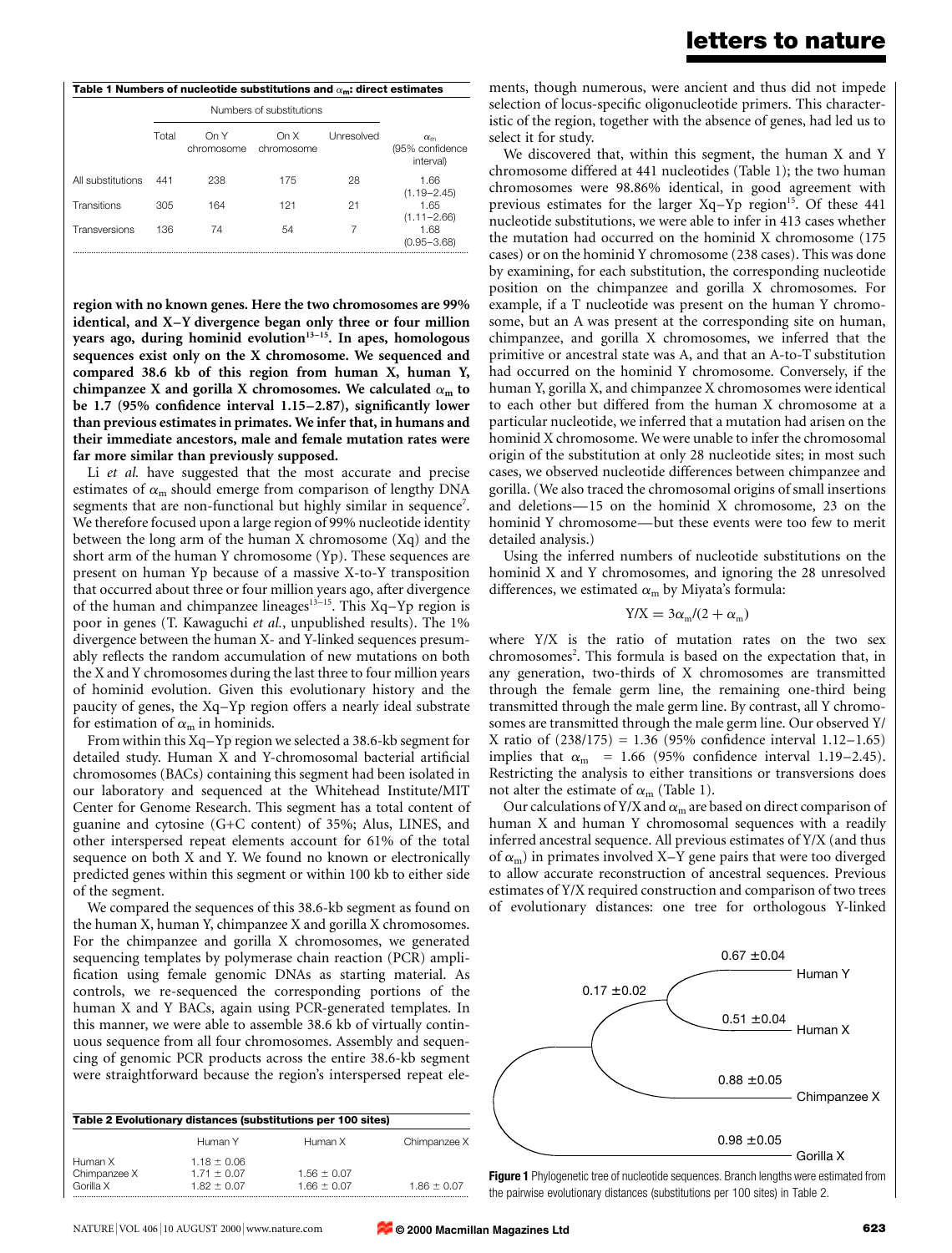**Table 1 Numbers of nucleotide substitutions and $\alpha_m$: direct estimates**

| | Numbers of substitutions | | | | |
|---|---|---|---|---|---|
| | Total | On Y chromosome | On X chromosome | Unresolved | $\alpha_m$ (95% confidence interval) |
| All substitutions | 441 | 238 | 175 | 28 | 1.66 (1.19–2.45) |
| Transitions | 305 | 164 | 121 | 21 | 1.65 (1.11–2.66) |
| Transversions | 136 | 74 | 54 | 7 | 1.68 (0.95–3.68) |

**region with no known genes. Here the two chromosomes are 99% identical, and X–Y divergence began only three or four million years ago, during hominid evolution[13–15]. In apes, homologous sequences exist only on the X chromosome. We sequenced and compared 38.6 kb of this region from human X, human Y, chimpanzee X and gorilla X chromosomes. We calculated $\alpha_m$ to be 1.7 (95% confidence interval 1.15–2.87), significantly lower than previous estimates in primates. We infer that, in humans and their immediate ancestors, male and female mutation rates were far more similar than previously supposed.**

Li *et al.* have suggested that the most accurate and precise estimates of $\alpha_m$ should emerge from comparison of lengthy DNA segments that are non-functional but highly similar in sequence[7]. We therefore focused upon a large region of 99% nucleotide identity between the long arm of the human X chromosome (Xq) and the short arm of the human Y chromosome (Yp). These sequences are present on human Yp because of a massive X-to-Y transposition that occurred about three or four million years ago, after divergence of the human and chimpanzee lineages[13–15]. This Xq–Yp region is poor in genes (T. Kawaguchi *et al.*, unpublished results). The 1% divergence between the human X- and Y-linked sequences presumably reflects the random accumulation of new mutations on both the X and Y chromosomes during the last three to four million years of hominid evolution. Given this evolutionary history and the paucity of genes, the Xq–Yp region offers a nearly ideal substrate for estimation of $\alpha_m$ in hominids.

From within this Xq–Yp region we selected a 38.6-kb segment for detailed study. Human X and Y-chromosomal bacterial artificial chromosomes (BACs) containing this segment had been isolated in our laboratory and sequenced at the Whitehead Institute/MIT Center for Genome Research. This segment has a total content of guanine and cytosine (G+C content) of 35%; Alus, LINES, and other interspersed repeat elements account for 61% of the total sequence on both X and Y. We found no known or electronically predicted genes within this segment or within 100 kb to either side of the segment.

We compared the sequences of this 38.6-kb segment as found on the human X, human Y, chimpanzee X and gorilla X chromosomes. For the chimpanzee and gorilla X chromosomes, we generated sequencing templates by polymerase chain reaction (PCR) amplification using female genomic DNAs as starting material. As controls, we re-sequenced the corresponding portions of the human X and Y BACs, again using PCR-generated templates. In this manner, we were able to assemble 38.6 kb of virtually continuous sequence from all four chromosomes. Assembly and sequencing of genomic PCR products across the entire 38.6-kb segment were straightforward because the region's interspersed repeat elements, though numerous, were ancient and thus did not impede selection of locus-specific oligonucleotide primers. This characteristic of the region, together with the absence of genes, had led us to select it for study.

We discovered that, within this segment, the human X and Y chromosome differed at 441 nucleotides (Table 1); the two human chromosomes were 98.86% identical, in good agreement with previous estimates for the larger Xq–Yp region[15]. Of these 441 nucleotide substitutions, we were able to infer in 413 cases whether the mutation had occurred on the hominid X chromosome (175 cases) or on the hominid Y chromosome (238 cases). This was done by examining, for each substitution, the corresponding nucleotide position on the chimpanzee and gorilla X chromosomes. For example, if a T nucleotide was present on the human Y chromosome, but an A was present at the corresponding site on human, chimpanzee, and gorilla X chromosomes, we inferred that the primitive or ancestral state was A, and that an A-to-T substitution had occurred on the hominid Y chromosome. Conversely, if the human Y, gorilla X, and chimpanzee X chromosomes were identical to each other but differed from the human X chromosome at a particular nucleotide, we inferred that a mutation had arisen on the hominid X chromosome. We were unable to infer the chromosomal origin of the substitution at only 28 nucleotide sites; in most such cases, we observed nucleotide differences between chimpanzee and gorilla. (We also traced the chromosomal origins of small insertions and deletions—15 on the hominid X chromosome, 23 on the hominid Y chromosome—but these events were too few to merit detailed analysis.)

Using the inferred numbers of nucleotide substitutions on the hominid X and Y chromosomes, and ignoring the 28 unresolved differences, we estimated $\alpha_m$ by Miyata's formula:

$$Y/X = 3\alpha_m/(2 + \alpha_m)$$

where Y/X is the ratio of mutation rates on the two sex chromosomes[2]. This formula is based on the expectation that, in any generation, two-thirds of X chromosomes are transmitted through the female germ line, the remaining one-third being transmitted through the male germ line. By contrast, all Y chromosomes are transmitted through the male germ line. Our observed Y/X ratio of (238/175) = 1.36 (95% confidence interval 1.12–1.65) implies that $\alpha_m$ = 1.66 (95% confidence interval 1.19–2.45). Restricting the analysis to either transitions or transversions does not alter the estimate of $\alpha_m$ (Table 1).

Our calculations of Y/X and $\alpha_m$ are based on direct comparison of human X and human Y chromosomal sequences with a readily inferred ancestral sequence. All previous estimates of Y/X (and thus of $\alpha_m$) in primates involved X–Y gene pairs that were too diverged to allow accurate reconstruction of ancestral sequences. Previous estimates of Y/X required construction and comparison of two trees of evolutionary distances: one tree for orthologous Y-linked

**Table 2 Evolutionary distances (substitutions per 100 sites)**

| | Human Y | Human X | Chimpanzee X |
|---|---|---|---|
| Human X | 1.18 ± 0.06 | | |
| Chimpanzee X | 1.71 ± 0.07 | 1.56 ± 0.07 | |
| Gorilla X | 1.82 ± 0.07 | 1.66 ± 0.07 | 1.86 ± 0.07 |

**Figure 1** Phylogenetic tree of nucleotide sequences. Branch lengths were estimated from the pairwise evolutionary distances (substitutions per 100 sites) in Table 2.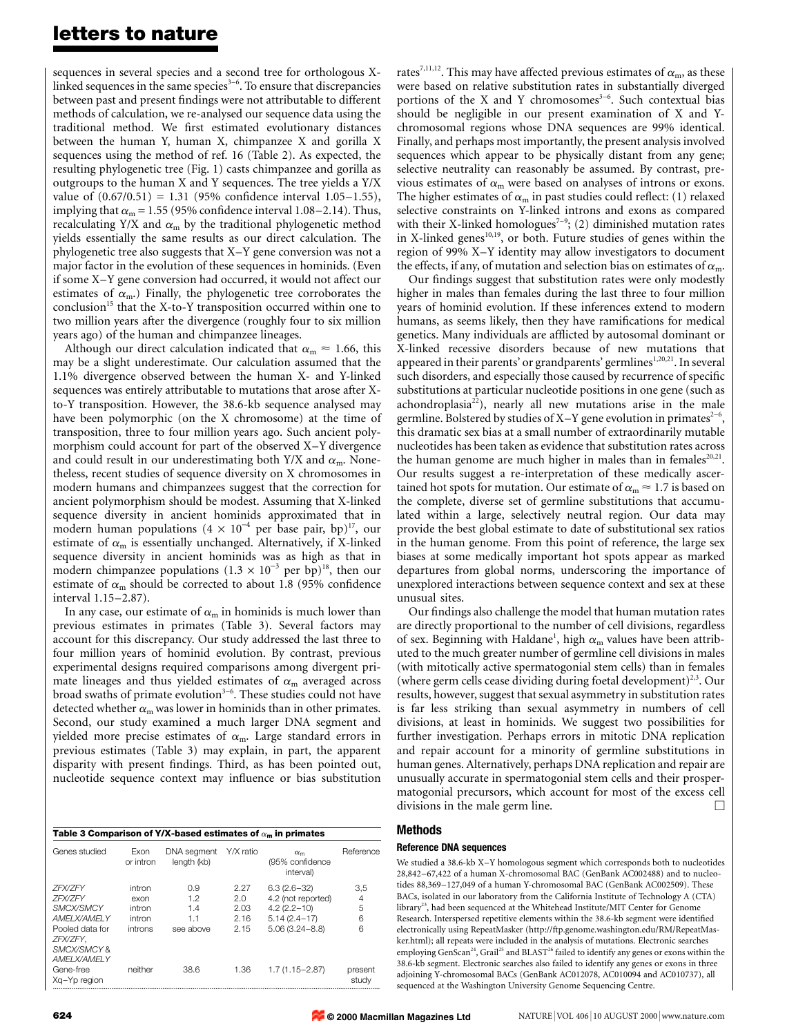sequences in several species and a second tree for orthologous X-linked sequences in the same species[3–6]. To ensure that discrepancies between past and present findings were not attributable to different methods of calculation, we re-analysed our sequence data using the traditional method. We first estimated evolutionary distances between the human Y, human X, chimpanzee X and gorilla X sequences using the method of ref. 16 (Table 2). As expected, the resulting phylogenetic tree (Fig. 1) casts chimpanzee and gorilla as outgroups to the human X and Y sequences. The tree yields a Y/X value of (0.67/0.51) = 1.31 (95% confidence interval 1.05–1.55), implying that $\alpha_m$ = 1.55 (95% confidence interval 1.08–2.14). Thus, recalculating Y/X and $\alpha_m$ by the traditional phylogenetic method yields essentially the same results as our direct calculation. The phylogenetic tree also suggests that X–Y gene conversion was not a major factor in the evolution of these sequences in hominids. (Even if some X–Y gene conversion had occurred, it would not affect our estimates of $\alpha_m$.) Finally, the phylogenetic tree corroborates the conclusion[15] that the X-to-Y transposition occurred within one to two million years after the divergence (roughly four to six million years ago) of the human and chimpanzee lineages.

Although our direct calculation indicated that $\alpha_m \approx 1.66$, this may be a slight underestimate. Our calculation assumed that the 1.1% divergence observed between the human X- and Y-linked sequences was entirely attributable to mutations that arose after X-to-Y transposition. However, the 38.6-kb sequence analysed may have been polymorphic (on the X chromosome) at the time of transposition, three to four million years ago. Such ancient polymorphism could account for part of the observed X–Y divergence and could result in our underestimating both Y/X and $\alpha_m$. Nonetheless, recent studies of sequence diversity on X chromosomes in modern humans and chimpanzees suggest that the correction for ancient polymorphism should be modest. Assuming that X-linked sequence diversity in ancient hominids approximated that in modern human populations ($4 \times 10^{-4}$ per base pair, bp)[17], our estimate of $\alpha_m$ is essentially unchanged. Alternatively, if X-linked sequence diversity in ancient hominids was as high as that in modern chimpanzee populations ($1.3 \times 10^{-3}$ per bp)[18], then our estimate of $\alpha_m$ should be corrected to about 1.8 (95% confidence interval 1.15–2.87).

In any case, our estimate of $\alpha_m$ in hominids is much lower than previous estimates in primates (Table 3). Several factors may account for this discrepancy. Our study addressed the last three to four million years of hominid evolution. By contrast, previous experimental designs required comparisons among divergent primate lineages and thus yielded estimates of $\alpha_m$ averaged across broad swaths of primate evolution[3–6]. These studies could not have detected whether $\alpha_m$ was lower in hominids than in other primates. Second, our study examined a much larger DNA segment and yielded more precise estimates of $\alpha_m$. Large standard errors in previous estimates (Table 3) may explain, in part, the apparent disparity with present findings. Third, as has been pointed out, nucleotide sequence context may influence or bias substitution rates[7,11,12]. This may have affected previous estimates of $\alpha_m$, as these were based on relative substitution rates in substantially diverged portions of the X and Y chromosomes[3–6]. Such contextual bias should be negligible in our present examination of X and Y-chromosomal regions whose DNA sequences are 99% identical. Finally, and perhaps most importantly, the present analysis involved sequences which appear to be physically distant from any gene; selective neutrality can reasonably be assumed. By contrast, previous estimates of $\alpha_m$ were based on analyses of introns or exons. The higher estimates of $\alpha_m$ in past studies could reflect: (1) relaxed selective constraints on Y-linked introns and exons as compared with their X-linked homologues[7–9]; (2) diminished mutation rates in X-linked genes[10,19], or both. Future studies of genes within the region of 99% X–Y identity may allow investigators to document the effects, if any, of mutation and selection bias on estimates of $\alpha_m$.

Our findings suggest that substitution rates were only modestly higher in males than females during the last three to four million years of hominid evolution. If these inferences extend to modern humans, as seems likely, then they have ramifications for medical genetics. Many individuals are afflicted by autosomal dominant or X-linked recessive disorders because of new mutations that appeared in their parents' or grandparents' germlines[1,20,21]. In several such disorders, and especially those caused by recurrence of specific substitutions at particular nucleotide positions in one gene (such as achondroplasia[22]), nearly all new mutations arise in the male germline. Bolstered by studies of X–Y gene evolution in primates[2–6], this dramatic sex bias at a small number of extraordinarily mutable nucleotides has been taken as evidence that substitution rates across the human genome are much higher in males than in females[20,21]. Our results suggest a re-interpretation of these medically ascertained hot spots for mutation. Our estimate of $\alpha_m \approx 1.7$ is based on the complete, diverse set of germline substitutions that accumulated within a large, selectively neutral region. Our data may provide the best global estimate to date of substitutional sex ratios in the human genome. From this point of reference, the large sex biases at some medically important hot spots appear as marked departures from global norms, underscoring the importance of unexplored interactions between sequence context and sex at these unusual sites.

Our findings also challenge the model that human mutation rates are directly proportional to the number of cell divisions, regardless of sex. Beginning with Haldane[1], high $\alpha_m$ values have been attributed to the much greater number of germline cell divisions in males (with mitotically active spermatogonial stem cells) than in females (where germ cells cease dividing during foetal development)[2,3]. Our results, however, suggest that sexual asymmetry in substitution rates is far less striking than sexual asymmetry in numbers of cell divisions, at least in hominids. We suggest two possibilities for further investigation. Perhaps errors in mitotic DNA replication and repair account for a minority of germline substitutions in human genes. Alternatively, perhaps DNA replication and repair are unusually accurate in spermatogonial stem cells and their prospermatogonial precursors, which account for most of the excess cell divisions in the male germ line. □

**Table 3 Comparison of Y/X-based estimates of $\alpha_m$ in primates**

| Genes studied | Exon or intron | DNA segment length (kb) | Y/X ratio | $\alpha_m$ (95% confidence interval) | Reference |
|---|---|---|---|---|---|
| *ZFX/ZFY* | intron | 0.9 | 2.27 | 6.3 (2.6–32) | 3,5 |
| *ZFX/ZFY* | exon | 1.2 | 2.0 | 4.2 (not reported) | 4 |
| *SMCX/SMCY* | intron | 1.4 | 2.03 | 4.2 (2.2–10) | 5 |
| *AMELX/AMELY* | intron | 1.1 | 2.16 | 5.14 (2.4–17) | 6 |
| Pooled data for *ZFX/ZFY*, *SMCX/SMCY* & *AMELX/AMELY* | introns | see above | 2.15 | 5.06 (3.24–8.8) | 6 |
| Gene-free Xq–Yp region | neither | 38.6 | 1.36 | 1.7 (1.15–2.87) | present study |

## Methods

### Reference DNA sequences

We studied a 38.6-kb X–Y homologous segment which corresponds both to nucleotides 28,842–67,422 of a human X-chromosomal BAC (GenBank AC002488) and to nucleotides 88,369–127,049 of a human Y-chromosomal BAC (GenBank AC002509). These BACs, isolated in our laboratory from the California Institute of Technology A (CTA) library[23], had been sequenced at the Whitehead Institute/MIT Center for Genome Research. Interspersed repetitive elements within the 38.6-kb segment were identified electronically using RepeatMasker (http://ftp.genome.washington.edu/RM/RepeatMasker.html); all repeats were included in the analysis of mutations. Electronic searches employing GenScan[24], Grail[25] and BLAST[26] failed to identify any genes or exons within the 38.6-kb segment. Electronic searches also failed to identify any genes or exons in three adjoining Y-chromosomal BACs (GenBank AC012078, AC010094 and AC010737), all sequenced at the Washington University Genome Sequencing Centre.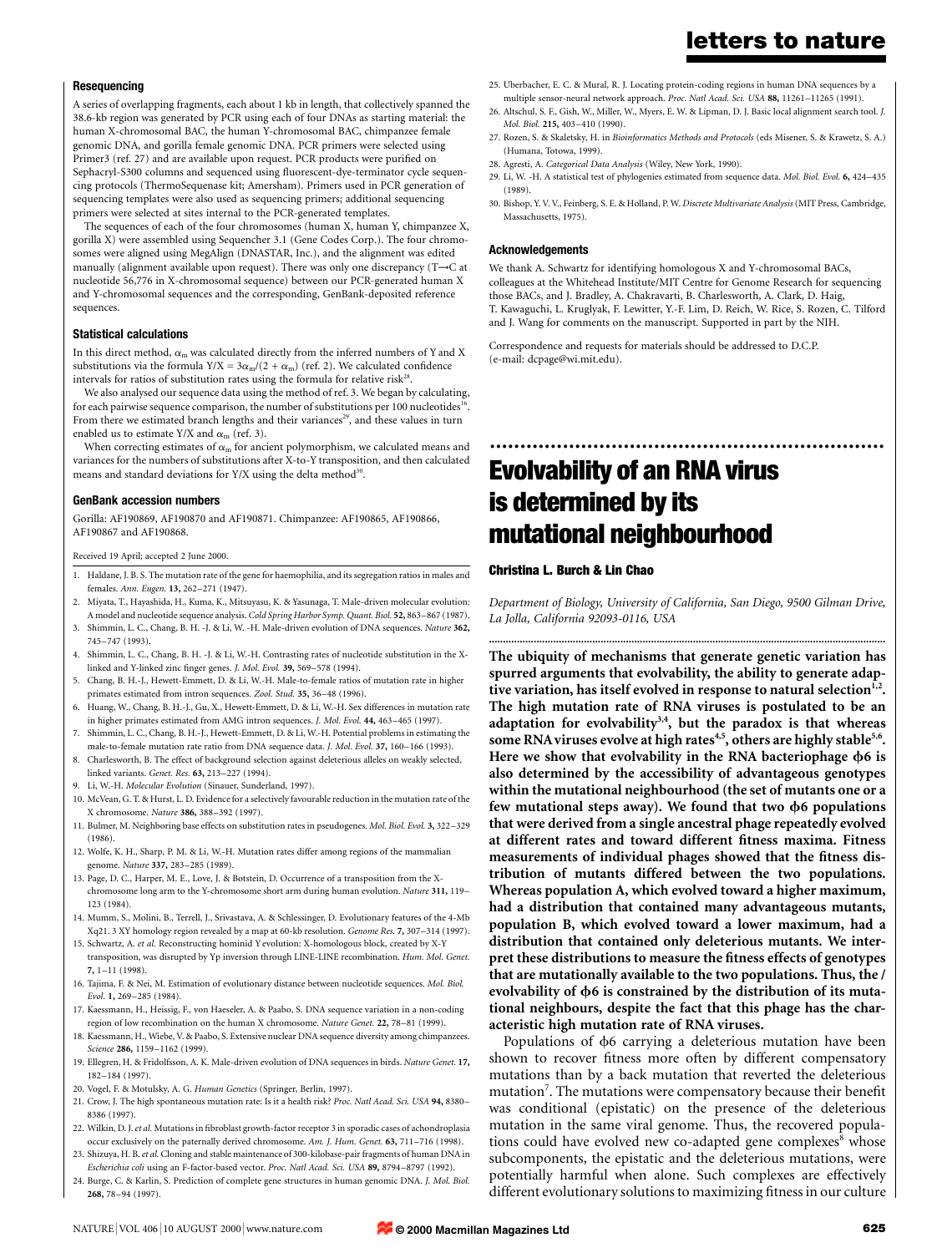### Resequencing

A series of overlapping fragments, each about 1 kb in length, that collectively spanned the 38.6-kb region was generated by PCR using each of four DNAs as starting material: the human X-chromosomal BAC, the human Y-chromosomal BAC, chimpanzee female genomic DNA, and gorilla female genomic DNA. PCR primers were selected using Primer3 (ref. 27) and are available upon request. PCR products were purified on Sephacryl-S300 columns and sequenced using fluorescent-dye-terminator cycle sequencing protocols (ThermoSequenase kit; Amersham). Primers used in PCR generation of sequencing templates were also used as sequencing primers; additional sequencing primers were selected at sites internal to the PCR-generated templates.

The sequences of each of the four chromosomes (human X, human Y, chimpanzee X, gorilla X) were assembled using Sequencher 3.1 (Gene Codes Corp.). The four chromosomes were aligned using MegAlign (DNASTAR, Inc.), and the alignment was edited manually (alignment available upon request). There was only one discrepancy (T→C at nucleotide 56,776 in X-chromosomal sequence) between our PCR-generated human X and Y-chromosomal sequences and the corresponding, GenBank-deposited reference sequences.

### Statistical calculations

In this direct method, $\alpha_m$ was calculated directly from the inferred numbers of Y and X substitutions via the formula $Y/X = 3\alpha_m/(2 + \alpha_m)$ (ref. 2). We calculated confidence intervals for ratios of substitution rates using the formula for relative risk[28].

We also analysed our sequence data using the method of ref. 3. We began by calculating, for each pairwise sequence comparison, the number of substitutions per 100 nucleotides[16]. From there we estimated branch lengths and their variances[29], and these values in turn enabled us to estimate Y/X and $\alpha_m$ (ref. 3).

When correcting estimates of $\alpha_m$ for ancient polymorphism, we calculated means and variances for the numbers of substitutions after X-to-Y transposition, and then calculated means and standard deviations for Y/X using the delta method[30].

### GenBank accession numbers

Gorilla: AF190869, AF190870 and AF190871. Chimpanzee: AF190865, AF190866, AF190867 and AF190868.

Received 19 April; accepted 2 June 2000.

1. Haldane, J. B. S. The mutation rate of the gene for haemophilia, and its segregation ratios in males and females. *Ann. Eugen.* **13,** 262–271 (1947).
2. Miyata, T., Hayashida, H., Kuma, K., Mitsuyasu, K. & Yasunaga, T. Male-driven molecular evolution: A model and nucleotide sequence analysis. *Cold Spring Harbor Symp. Quant. Biol.* **52,** 863–867 (1987).
3. Shimmin, L. C., Chang, B. H. -J. & Li, W. -H. Male-driven evolution of DNA sequences. *Nature* **362,** 745–747 (1993).
4. Shimmin, L. C., Chang, B. H. -J. & Li, W.-H. Contrasting rates of nucleotide substitution in the X-linked and Y-linked zinc finger genes. *J. Mol. Evol.* **39,** 569–578 (1994).
5. Chang, B. H.-J., Hewett-Emmett, D. & Li, W.-H. Male-to-female ratios of mutation rate in higher primates estimated from intron sequences. *Zool. Stud.* **35,** 36–48 (1996).
6. Huang, W., Chang, B. H.-J., Gu, X., Hewett-Emmett, D. & Li, W.-H. Sex differences in mutation rate in higher primates estimated from AMG intron sequences. *J. Mol. Evol.* **44,** 463–465 (1997).
7. Shimmin, L. C., Chang, B. H.-J., Hewett-Emmett, D. & Li, W.-H. Potential problems in estimating the male-to-female mutation rate ratio from DNA sequence data. *J. Mol. Evol.* **37,** 160–166 (1993).
8. Charlesworth, B. The effect of background selection against deleterious alleles on weakly selected, linked variants. *Genet. Res.* **63,** 213–227 (1994).
9. Li, W.-H. *Molecular Evolution* (Sinauer, Sunderland, 1997).
10. McVean, G. T. & Hurst, L. D. Evidence for a selectively favourable reduction in the mutation rate of the X chromosome. *Nature* **386,** 388–392 (1997).
11. Bulmer, M. Neighboring base effects on substitution rates in pseudogenes. *Mol. Biol. Evol.* **3,** 322–329 (1986).
12. Wolfe, K. H., Sharp, P. M. & Li, W.-H. Mutation rates differ among regions of the mammalian genome. *Nature* **337,** 283–285 (1989).
13. Page, D. C., Harper, M. E., Love, J. & Botstein, D. Occurrence of a transposition from the X-chromosome long arm to the Y-chromosome short arm during human evolution. *Nature* **311,** 119–123 (1984).
14. Mumm, S., Molini, B., Terrell, J., Srivastava, A. & Schlessinger, D. Evolutionary features of the 4-Mb Xq21. 3 XY homology region revealed by a map at 60-kb resolution. *Genome Res.* **7,** 307–314 (1997).
15. Schwartz, A. *et al.* Reconstructing hominid Y evolution: X-homologous block, created by X-Y transposition, was disrupted by Yp inversion through LINE-LINE recombination. *Hum. Mol. Genet.* **7,** 1–11 (1998).
16. Tajima, F. & Nei, M. Estimation of evolutionary distance between nucleotide sequences. *Mol. Biol. Evol.* **1,** 269–285 (1984).
17. Kaessmann, H., Heissig, F., von Haeseler, A. & Paabo, S. DNA sequence variation in a non-coding region of low recombination on the human X chromosome. *Nature Genet.* **22,** 78–81 (1999).
18. Kaessmann, H., Wiebe, V. & Paabo, S. Extensive nuclear DNA sequence diversity among chimpanzees. *Science* **286,** 1159–1162 (1999).
19. Ellegren, H. & Fridolfsson, A. K. Male-driven evolution of DNA sequences in birds. *Nature Genet.* **17,** 182–184 (1997).
20. Vogel, F. & Motulsky, A. G. *Human Genetics* (Springer, Berlin, 1997).
21. Crow, J. The high spontaneous mutation rate: Is it a health risk? *Proc. Natl Acad. Sci. USA* **94,** 8380–8386 (1997).
22. Wilkin, D. J. *et al.* Mutations in fibroblast growth-factor receptor 3 in sporadic cases of achondroplasia occur exclusively on the paternally derived chromosome. *Am. J. Hum. Genet.* **63,** 711–716 (1998).
23. Shizuya, H. B. *et al.* Cloning and stable maintenance of 300-kilobase-pair fragments of human DNA in *Escherichia coli* using an F-factor-based vector. *Proc. Natl Acad. Sci. USA* **89,** 8794–8797 (1992).
24. Burge, C. & Karlin, S. Prediction of complete gene structures in human genomic DNA. *J. Mol. Biol.* **268,** 78–94 (1997).
25. Uberbacher, E. C. & Mural, R. J. Locating protein-coding regions in human DNA sequences by a multiple sensor-neural network approach. *Proc. Natl Acad. Sci. USA* **88,** 11261–11265 (1991).
26. Altschul, S. F., Gish, W., Miller, W., Myers, E. W. & Lipman, D. J. Basic local alignment search tool. *J. Mol. Biol.* **215,** 403–410 (1990).
27. Rozen, S. & Skaletsky, H. in *Bioinformatics Methods and Protocols* (eds Misener, S. & Krawetz, S. A.) (Humana, Totowa, 1999).
28. Agresti, A. *Categorical Data Analysis* (Wiley, New York, 1990).
29. Li, W. -H. A statistical test of phylogenies estimated from sequence data. *Mol. Biol. Evol.* **6,** 424–435 (1989).
30. Bishop, Y. V. V., Feinberg, S. E. & Holland, P. W. *Discrete Multivariate Analysis* (MIT Press, Cambridge, Massachusetts, 1975).

### Acknowledgements

We thank A. Schwartz for identifying homologous X and Y-chromosomal BACs, colleagues at the Whitehead Institute/MIT Centre for Genome Research for sequencing those BACs, and J. Bradley, A. Chakravarti, B. Charlesworth, A. Clark, D. Haig, T. Kawaguchi, L. Kruglyak, F. Lewitter, Y.-F. Lim, D. Reich, W. Rice, S. Rozen, C. Tilford and J. Wang for comments on the manuscript. Supported in part by the NIH.

Correspondence and requests for materials should be addressed to D.C.P. (e-mail: dcpage@wi.mit.edu).

# Evolvability of an RNA virus is determined by its mutational neighbourhood

**Christina L. Burch & Lin Chao**

*Department of Biology, University of California, San Diego, 9500 Gilman Drive, La Jolla, California 92093-0116, USA*

**The ubiquity of mechanisms that generate genetic variation has spurred arguments that evolvability, the ability to generate adaptive variation, has itself evolved in response to natural selection[1,2]. The high mutation rate of RNA viruses is postulated to be an adaptation for evolvability[3,4], but the paradox is that whereas some RNA viruses evolve at high rates[4,5], others are highly stable[5,6]. Here we show that evolvability in the RNA bacteriophage φ6 is also determined by the accessibility of advantageous genotypes within the mutational neighbourhood (the set of mutants one or a few mutational steps away). We found that two φ6 populations that were derived from a single ancestral phage repeatedly evolved at different rates and toward different fitness maxima. Fitness measurements of individual phages showed that the fitness distribution of mutants differed between the two populations. Whereas population A, which evolved toward a higher maximum, had a distribution that contained many advantageous mutants, population B, which evolved toward a lower maximum, had a distribution that contained only deleterious mutants. We interpret these distributions to measure the fitness effects of genotypes that are mutationally available to the two populations. Thus, the evolvability of φ6 is constrained by the distribution of its mutational neighbours, despite the fact that this phage has the characteristic high mutation rate of RNA viruses.**

Populations of φ6 carrying a deleterious mutation have been shown to recover fitness more often by different compensatory mutations than by a back mutation that reverted the deleterious mutation[7]. The mutations were compensatory because their benefit was conditional (epistatic) on the presence of the deleterious mutation in the same viral genome. Thus, the recovered populations could have evolved new co-adapted gene complexes[8] whose subcomponents, the epistatic and the deleterious mutations, were potentially harmful when alone. Such complexes are effectively different evolutionary solutions to maximizing fitness in our culture